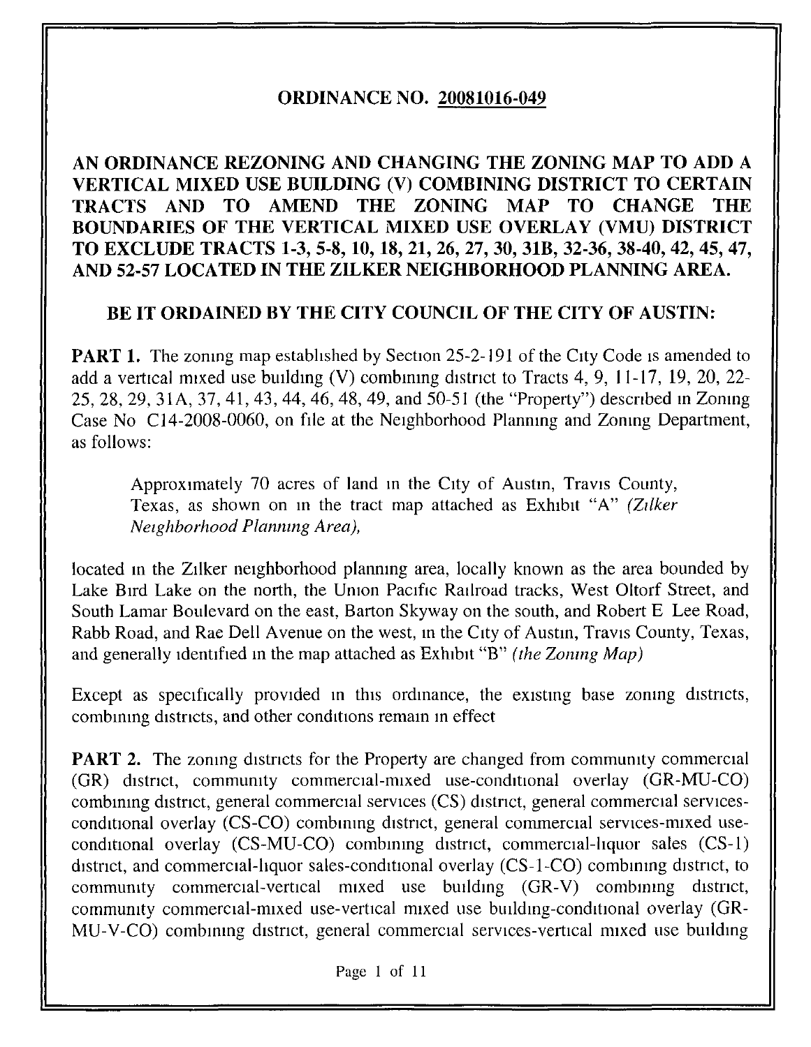# ORDINANCE NO. 20081016-049

## AN ORDINANCE REZONING AND CHANGING THE ZONING MAP TO ADD A VERTICAL MIXED USE BUILDING (V) COMBINING DISTRICT TO CERTAIN TRACTS AND TO AMEND THE ZONING MAP TO CHANGE THE BOUNDARIES OF THE VERTICAL MIXED USE OVERLAY (VMU) DISTRICT TO EXCLUDE TRACTS 1-3, 5-8, 10, 18, 21, 26, 27, 30, 31B, 32-36, 38-40, 42, 45, 47, AND 52-57 LOCATED IN THE ZILKER NEIGHBORHOOD PLANNING AREA.

## BE IT ORDAINED BY THE CITY COUNCIL OF THE CITY OF AUSTIN:

**PART 1.** The zoning map established by Section 25-2-191 of the City Code is amended to add a vertical mixed use building (V) combining district to Tracts 4, 9, 11-17, 19, 20, 22-25, 28, 29, 31A, 37, 41, 43, 44, 46, 48, 49, and 50-51 (the "Property") described in Zoning Case No C14-2008-0060, on file at the Neighborhood Planning and Zoning Department, as follows:

> Approximately 70 acres of land in the City of Austin, Travis County, Texas, as shown on in the tract map attached as Exhibit "A" *(Zilker Neighborhood Planning Area)*,

located in the Zilker neighborhood planning area, locally known as the area bounded by Lake Bird Lake on the north, the Union Pacific Railroad tracks, West Oltorf Street, and South Lamar Boulevard on the east, Barton Skyway on the south, and Robert E Lee Road, Rabb Road, and Rae Dell Avenue on the west, in the City of Austin, Travis County, Texas, and generally identified in the map attached as Exhibit "B" *(the Zoning Map)*

Except as specifically provided in this ordinance, the existing base zoning districts, combining districts, and other conditions remain in effect

**PART 2.** The zoning districts for the Property are changed from community commercial (GR) district, community commercial-mixed use-conditional overlay (GR-MU-CO) combining district, general commercial services (CS) district, general commercial services-conditional overlay (CS-CO) combining district, general commercial services-mixed use-conditional overlay (CS-MU-CO) combining district, commercial-liquor sales (CS-1) district, and commercial-liquor sales-conditional overlay (CS-1-CO) combining district, to community commercial-vertical mixed use building (GR-V) combining district, community commercial-mixed use-vertical mixed use building-conditional overlay (GR-MU-V-CO) combining district, general commercial services-vertical mixed use building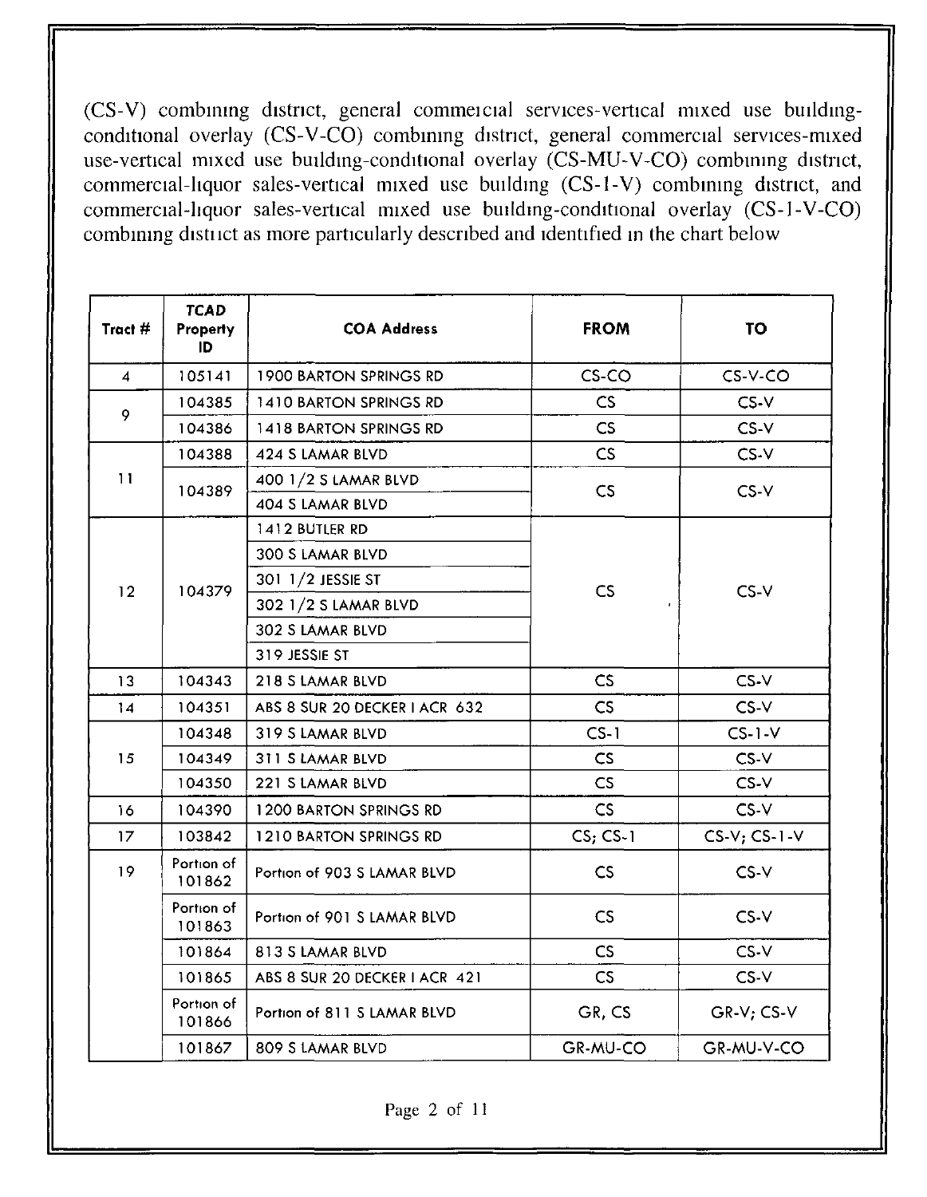(CS-V) combining district, general commercial services-vertical mixed use building-conditional overlay (CS-V-CO) combining district, general commercial services-mixed use-vertical mixed use building-conditional overlay (CS-MU-V-CO) combining district, commercial-liquor sales-vertical mixed use building (CS-1-V) combining district, and commercial-liquor sales-vertical mixed use building-conditional overlay (CS-1-V-CO) combining district as more particularly described and identified in the chart below

| Tract # | TCAD Property ID | COA Address | FROM | TO |
|---|---|---|---|---|
| 4 | 105141 | 1900 BARTON SPRINGS RD | CS-CO | CS-V-CO |
| 9 | 104385 | 1410 BARTON SPRINGS RD | CS | CS-V |
| | 104386 | 1418 BARTON SPRINGS RD | CS | CS-V |
| 11 | 104388 | 424 S LAMAR BLVD | CS | CS-V |
| | 104389 | 400 1/2 S LAMAR BLVD | CS | CS-V |
| | | 404 S LAMAR BLVD | | |
| 12 | 104379 | 1412 BUTLER RD | CS | CS-V |
| | | 300 S LAMAR BLVD | | |
| | | 301 1/2 JESSIE ST | | |
| | | 302 1/2 S LAMAR BLVD | | |
| | | 302 S LAMAR BLVD | | |
| | | 319 JESSIE ST | | |
| 13 | 104343 | 218 S LAMAR BLVD | CS | CS-V |
| 14 | 104351 | ABS 8 SUR 20 DECKER I ACR 632 | CS | CS-V |
| 15 | 104348 | 319 S LAMAR BLVD | CS-1 | CS-1-V |
| | 104349 | 311 S LAMAR BLVD | CS | CS-V |
| | 104350 | 221 S LAMAR BLVD | CS | CS-V |
| 16 | 104390 | 1200 BARTON SPRINGS RD | CS | CS-V |
| 17 | 103842 | 1210 BARTON SPRINGS RD | CS; CS-1 | CS-V; CS-1-V |
| 19 | Portion of 101862 | Portion of 903 S LAMAR BLVD | CS | CS-V |
| | Portion of 101863 | Portion of 901 S LAMAR BLVD | CS | CS-V |
| | 101864 | 813 S LAMAR BLVD | CS | CS-V |
| | 101865 | ABS 8 SUR 20 DECKER I ACR 421 | CS | CS-V |
| | Portion of 101866 | Portion of 811 S LAMAR BLVD | GR, CS | GR-V; CS-V |
| | 101867 | 809 S LAMAR BLVD | GR-MU-CO | GR-MU-V-CO |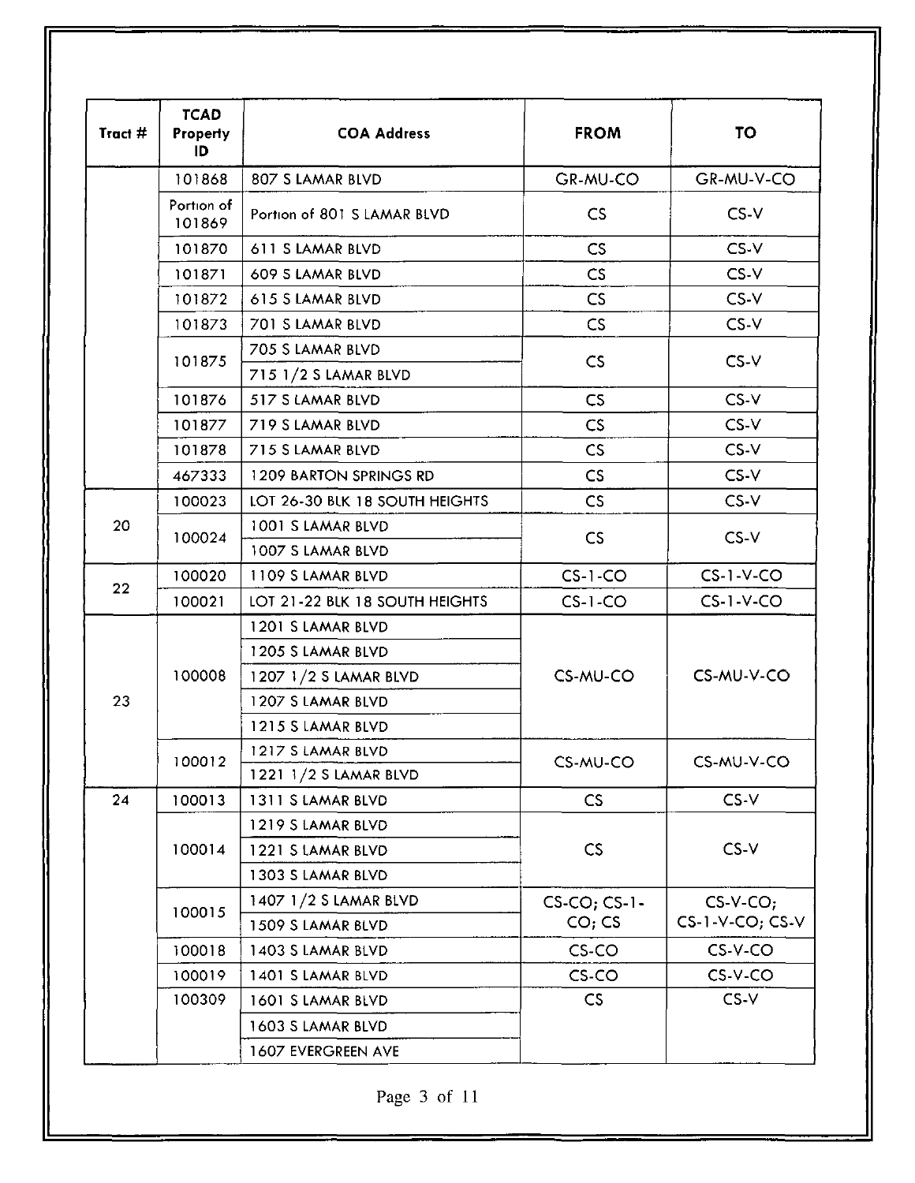| Tract # | TCAD Property ID | COA Address | FROM | TO |
|---|---|---|---|---|
| | 101868 | 807 S LAMAR BLVD | GR-MU-CO | GR-MU-V-CO |
| | Portion of 101869 | Portion of 801 S LAMAR BLVD | CS | CS-V |
| | 101870 | 611 S LAMAR BLVD | CS | CS-V |
| | 101871 | 609 S LAMAR BLVD | CS | CS-V |
| | 101872 | 615 S LAMAR BLVD | CS | CS-V |
| | 101873 | 701 S LAMAR BLVD | CS | CS-V |
| | 101875 | 705 S LAMAR BLVD<br>715 1/2 S LAMAR BLVD | CS | CS-V |
| | 101876 | 517 S LAMAR BLVD | CS | CS-V |
| | 101877 | 719 S LAMAR BLVD | CS | CS-V |
| | 101878 | 715 S LAMAR BLVD | CS | CS-V |
| | 467333 | 1209 BARTON SPRINGS RD | CS | CS-V |
| 20 | 100023 | LOT 26-30 BLK 18 SOUTH HEIGHTS | CS | CS-V |
| | 100024 | 1001 S LAMAR BLVD<br>1007 S LAMAR BLVD | CS | CS-V |
| 22 | 100020 | 1109 S LAMAR BLVD | CS-1-CO | CS-1-V-CO |
| | 100021 | LOT 21-22 BLK 18 SOUTH HEIGHTS | CS-1-CO | CS-1-V-CO |
| 23 | 100008 | 1201 S LAMAR BLVD<br>1205 S LAMAR BLVD<br>1207 1/2 S LAMAR BLVD<br>1207 S LAMAR BLVD<br>1215 S LAMAR BLVD | CS-MU-CO | CS-MU-V-CO |
| | 100012 | 1217 S LAMAR BLVD<br>1221 1/2 S LAMAR BLVD | CS-MU-CO | CS-MU-V-CO |
| 24 | 100013 | 1311 S LAMAR BLVD | CS | CS-V |
| | 100014 | 1219 S LAMAR BLVD<br>1221 S LAMAR BLVD<br>1303 S LAMAR BLVD | CS | CS-V |
| | 100015 | 1407 1/2 S LAMAR BLVD<br>1509 S LAMAR BLVD | CS-CO; CS-1-CO; CS | CS-V-CO; CS-1-V-CO; CS-V |
| | 100018 | 1403 S LAMAR BLVD | CS-CO | CS-V-CO |
| | 100019 | 1401 S LAMAR BLVD | CS-CO | CS-V-CO |
| | 100309 | 1601 S LAMAR BLVD<br>1603 S LAMAR BLVD<br>1607 EVERGREEN AVE | CS | CS-V |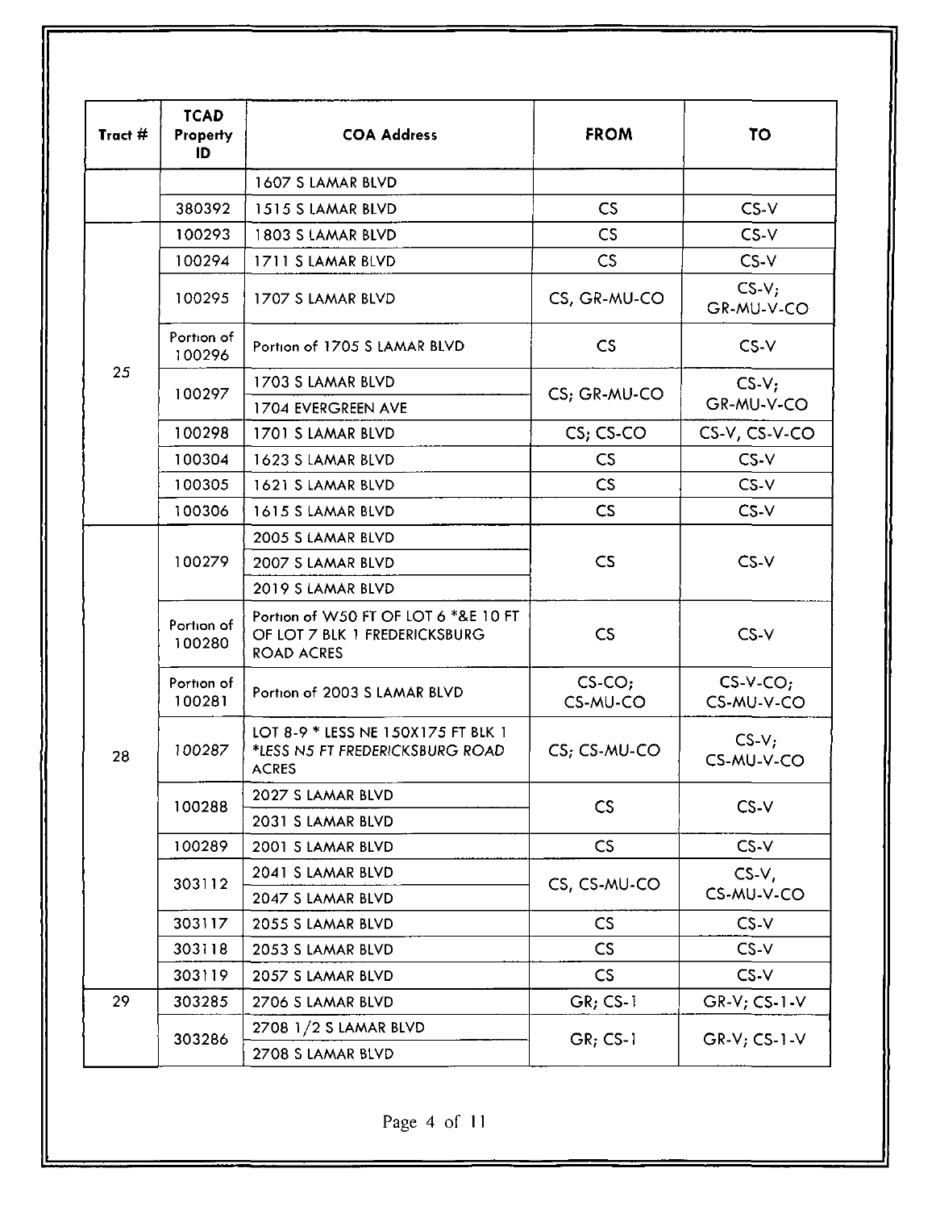| Tract # | TCAD Property ID | COA Address | FROM | TO |
|---|---|---|---|---|
| | | 1607 S LAMAR BLVD | | |
| | 380392 | 1515 S LAMAR BLVD | CS | CS-V |
| 25 | 100293 | 1803 S LAMAR BLVD | CS | CS-V |
| | 100294 | 1711 S LAMAR BLVD | CS | CS-V |
| | 100295 | 1707 S LAMAR BLVD | CS, GR-MU-CO | CS-V; GR-MU-V-CO |
| | Portion of 100296 | Portion of 1705 S LAMAR BLVD | CS | CS-V |
| | 100297 | 1703 S LAMAR BLVD | CS; GR-MU-CO | CS-V; GR-MU-V-CO |
| | | 1704 EVERGREEN AVE | | |
| | 100298 | 1701 S LAMAR BLVD | CS; CS-CO | CS-V, CS-V-CO |
| | 100304 | 1623 S LAMAR BLVD | CS | CS-V |
| | 100305 | 1621 S LAMAR BLVD | CS | CS-V |
| | 100306 | 1615 S LAMAR BLVD | CS | CS-V |
| 28 | 100279 | 2005 S LAMAR BLVD | CS | CS-V |
| | | 2007 S LAMAR BLVD | | |
| | | 2019 S LAMAR BLVD | | |
| | Portion of 100280 | Portion of W50 FT OF LOT 6 *&E 10 FT OF LOT 7 BLK 1 FREDERICKSBURG ROAD ACRES | CS | CS-V |
| | Portion of 100281 | Portion of 2003 S LAMAR BLVD | CS-CO; CS-MU-CO | CS-V-CO; CS-MU-V-CO |
| | 100287 | LOT 8-9 * LESS NE 150X175 FT BLK 1 *LESS N5 FT FREDERICKSBURG ROAD ACRES | CS; CS-MU-CO | CS-V; CS-MU-V-CO |
| | 100288 | 2027 S LAMAR BLVD | CS | CS-V |
| | | 2031 S LAMAR BLVD | | |
| | 100289 | 2001 S LAMAR BLVD | CS | CS-V |
| | 303112 | 2041 S LAMAR BLVD | CS, CS-MU-CO | CS-V, CS-MU-V-CO |
| | | 2047 S LAMAR BLVD | | |
| | 303117 | 2055 S LAMAR BLVD | CS | CS-V |
| | 303118 | 2053 S LAMAR BLVD | CS | CS-V |
| | 303119 | 2057 S LAMAR BLVD | CS | CS-V |
| 29 | 303285 | 2706 S LAMAR BLVD | GR; CS-1 | GR-V; CS-1-V |
| | 303286 | 2708 1/2 S LAMAR BLVD | GR; CS-1 | GR-V; CS-1-V |
| | | 2708 S LAMAR BLVD | | |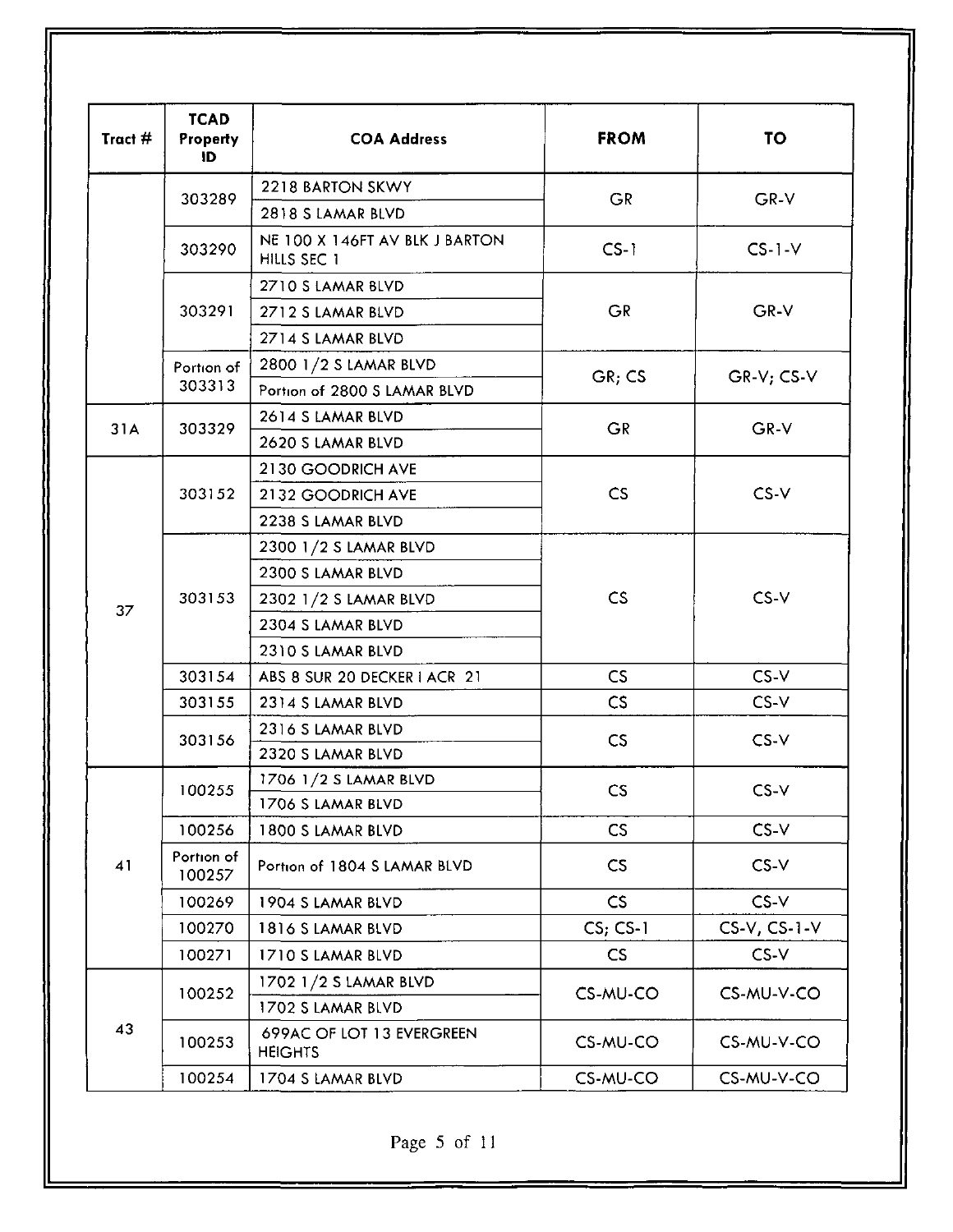| Tract # | TCAD Property ID | COA Address | FROM | TO |
|---|---|---|---|---|
| | 303289 | 2218 BARTON SKWY | GR | GR-V |
| | | 2818 S LAMAR BLVD | | |
| | 303290 | NE 100 X 146FT AV BLK J BARTON HILLS SEC 1 | CS-1 | CS-1-V |
| | 303291 | 2710 S LAMAR BLVD | GR | GR-V |
| | | 2712 S LAMAR BLVD | | |
| | | 2714 S LAMAR BLVD | | |
| | Portion of 303313 | 2800 1/2 S LAMAR BLVD | GR; CS | GR-V; CS-V |
| | | Portion of 2800 S LAMAR BLVD | | |
| 31A | 303329 | 2614 S LAMAR BLVD | GR | GR-V |
| | | 2620 S LAMAR BLVD | | |
| 37 | 303152 | 2130 GOODRICH AVE | CS | CS-V |
| | | 2132 GOODRICH AVE | | |
| | | 2238 S LAMAR BLVD | | |
| | 303153 | 2300 1/2 S LAMAR BLVD | CS | CS-V |
| | | 2300 S LAMAR BLVD | | |
| | | 2302 1/2 S LAMAR BLVD | | |
| | | 2304 S LAMAR BLVD | | |
| | | 2310 S LAMAR BLVD | | |
| | 303154 | ABS 8 SUR 20 DECKER I ACR 21 | CS | CS-V |
| | 303155 | 2314 S LAMAR BLVD | CS | CS-V |
| | 303156 | 2316 S LAMAR BLVD | CS | CS-V |
| | | 2320 S LAMAR BLVD | | |
| 41 | 100255 | 1706 1/2 S LAMAR BLVD | CS | CS-V |
| | | 1706 S LAMAR BLVD | | |
| | 100256 | 1800 S LAMAR BLVD | CS | CS-V |
| | Portion of 100257 | Portion of 1804 S LAMAR BLVD | CS | CS-V |
| | 100269 | 1904 S LAMAR BLVD | CS | CS-V |
| | 100270 | 1816 S LAMAR BLVD | CS; CS-1 | CS-V, CS-1-V |
| | 100271 | 1710 S LAMAR BLVD | CS | CS-V |
| 43 | 100252 | 1702 1/2 S LAMAR BLVD | CS-MU-CO | CS-MU-V-CO |
| | | 1702 S LAMAR BLVD | | |
| | 100253 | 699AC OF LOT 13 EVERGREEN HEIGHTS | CS-MU-CO | CS-MU-V-CO |
| | 100254 | 1704 S LAMAR BLVD | CS-MU-CO | CS-MU-V-CO |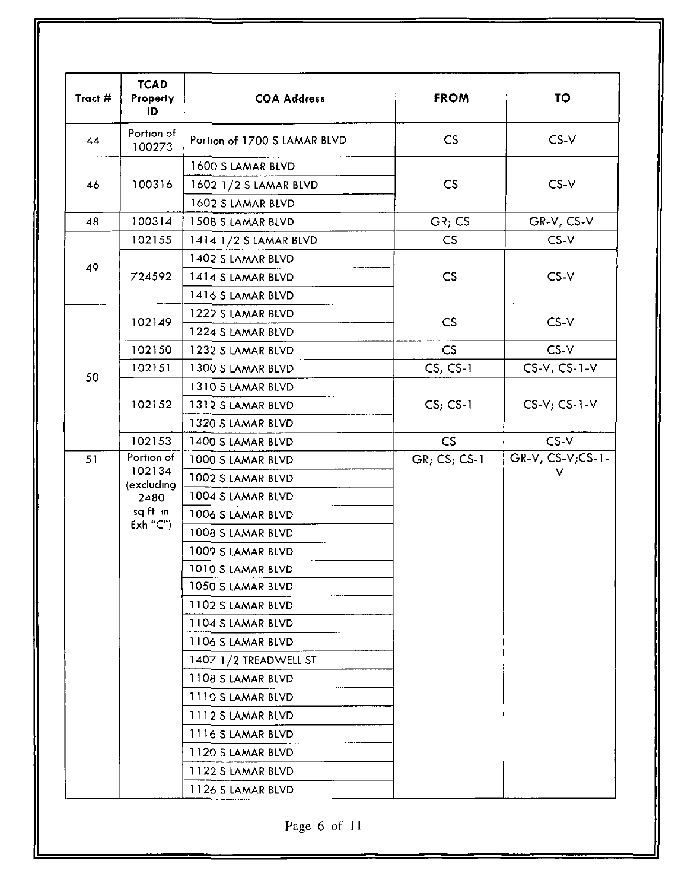| Tract # | TCAD Property ID | COA Address | FROM | TO |
|---|---|---|---|---|
| 44 | Portion of 100273 | Portion of 1700 S LAMAR BLVD | CS | CS-V |
| 46 | 100316 | 1600 S LAMAR BLVD | CS | CS-V |
| | | 1602 1/2 S LAMAR BLVD | | |
| | | 1602 S LAMAR BLVD | | |
| 48 | 100314 | 1508 S LAMAR BLVD | GR; CS | GR-V, CS-V |
| 49 | 102155 | 1414 1/2 S LAMAR BLVD | CS | CS-V |
| | 724592 | 1402 S LAMAR BLVD | CS | CS-V |
| | | 1414 S LAMAR BLVD | | |
| | | 1416 S LAMAR BLVD | | |
| 50 | 102149 | 1222 S LAMAR BLVD | CS | CS-V |
| | | 1224 S LAMAR BLVD | | |
| | 102150 | 1232 S LAMAR BLVD | CS | CS-V |
| | 102151 | 1300 S LAMAR BLVD | CS, CS-1 | CS-V, CS-1-V |
| | 102152 | 1310 S LAMAR BLVD | CS; CS-1 | CS-V; CS-1-V |
| | | 1312 S LAMAR BLVD | | |
| | | 1320 S LAMAR BLVD | | |
| | 102153 | 1400 S LAMAR BLVD | CS | CS-V |
| 51 | Portion of 102134 (excluding 2480 sq ft in Exh "C") | 1000 S LAMAR BLVD | GR; CS; CS-1 | GR-V, CS-V;CS-1-V |
| | | 1002 S LAMAR BLVD | | |
| | | 1004 S LAMAR BLVD | | |
| | | 1006 S LAMAR BLVD | | |
| | | 1008 S LAMAR BLVD | | |
| | | 1009 S LAMAR BLVD | | |
| | | 1010 S LAMAR BLVD | | |
| | | 1050 S LAMAR BLVD | | |
| | | 1102 S LAMAR BLVD | | |
| | | 1104 S LAMAR BLVD | | |
| | | 1106 S LAMAR BLVD | | |
| | | 1407 1/2 TREADWELL ST | | |
| | | 1108 S LAMAR BLVD | | |
| | | 1110 S LAMAR BLVD | | |
| | | 1112 S LAMAR BLVD | | |
| | | 1116 S LAMAR BLVD | | |
| | | 1120 S LAMAR BLVD | | |
| | | 1122 S LAMAR BLVD | | |
| | | 1126 S LAMAR BLVD | | |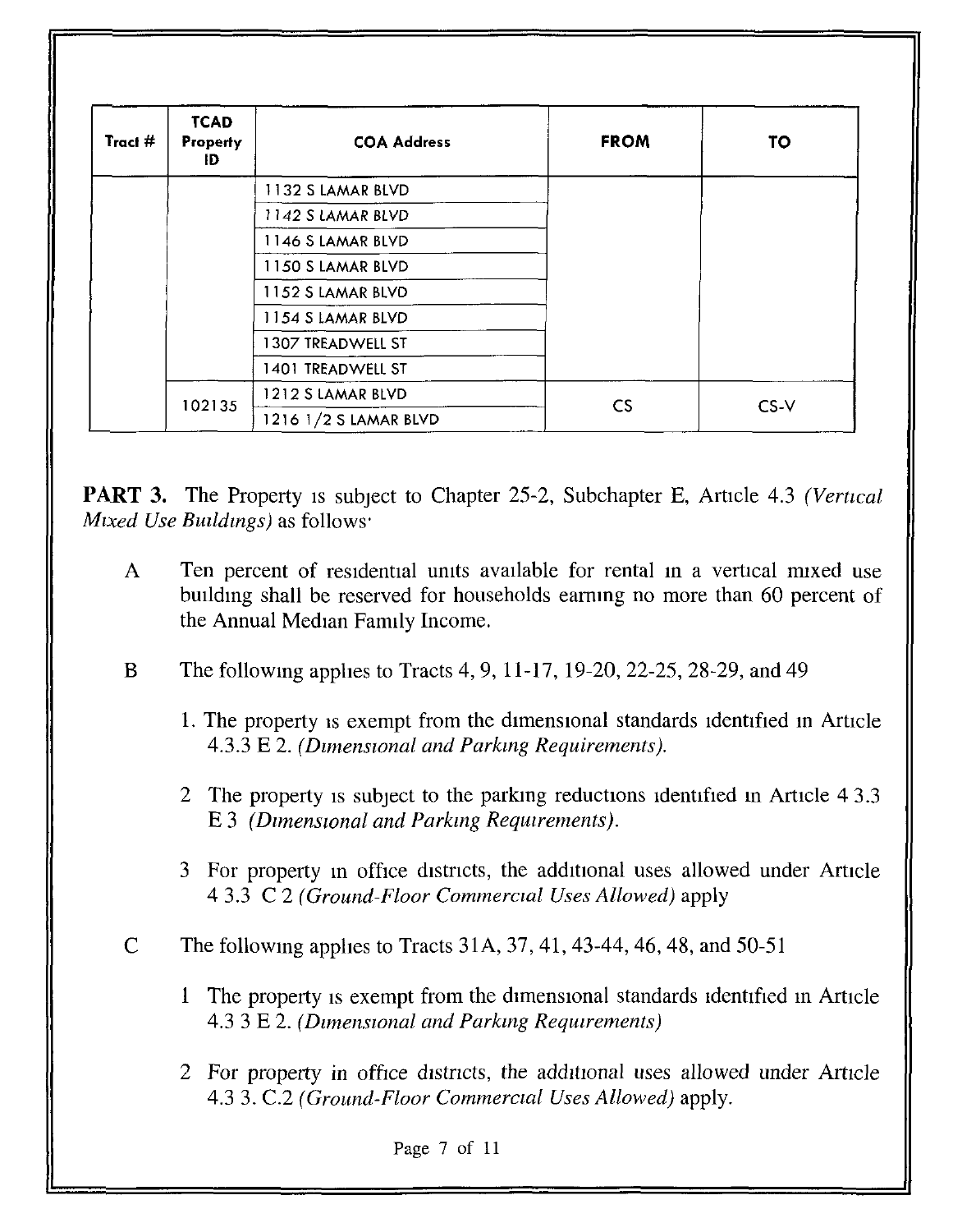| Tract # | TCAD Property ID | COA Address | FROM | TO |
|---|---|---|---|---|
| | | 1132 S LAMAR BLVD | | |
| | | 1142 S LAMAR BLVD | | |
| | | 1146 S LAMAR BLVD | | |
| | | 1150 S LAMAR BLVD | | |
| | | 1152 S LAMAR BLVD | | |
| | | 1154 S LAMAR BLVD | | |
| | | 1307 TREADWELL ST | | |
| | | 1401 TREADWELL ST | | |
| | 102135 | 1212 S LAMAR BLVD | CS | CS-V |
| | | 1216 1/2 S LAMAR BLVD | | |

**PART 3.** The Property is subject to Chapter 25-2, Subchapter E, Article 4.3 *(Vertical Mixed Use Buildings)* as follows:

A Ten percent of residential units available for rental in a vertical mixed use building shall be reserved for households earning no more than 60 percent of the Annual Median Family Income.

B The following applies to Tracts 4, 9, 11-17, 19-20, 22-25, 28-29, and 49

1. The property is exempt from the dimensional standards identified in Article 4.3.3 E 2. *(Dimensional and Parking Requirements).*

2. The property is subject to the parking reductions identified in Article 4 3.3 E 3 *(Dimensional and Parking Requirements).*

3. For property in office districts, the additional uses allowed under Article 4 3.3 C 2 *(Ground-Floor Commercial Uses Allowed)* apply

C The following applies to Tracts 31A, 37, 41, 43-44, 46, 48, and 50-51

1. The property is exempt from the dimensional standards identified in Article 4.3 3 E 2. *(Dimensional and Parking Requirements)*

2. For property in office districts, the additional uses allowed under Article 4.3 3. C.2 *(Ground-Floor Commercial Uses Allowed)* apply.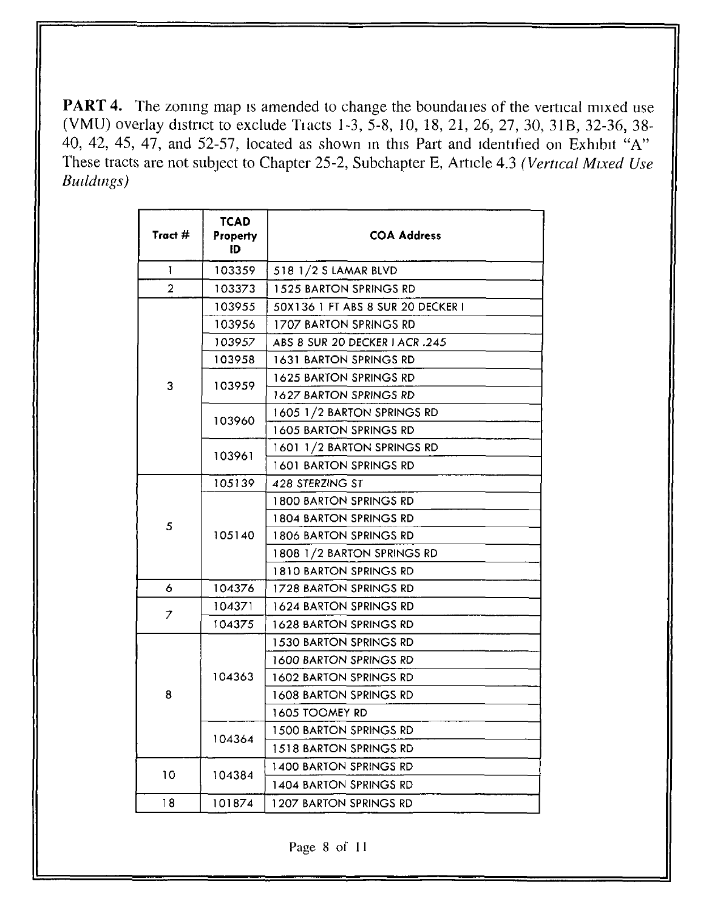**PART 4.** The zoning map is amended to change the boundaries of the vertical mixed use (VMU) overlay district to exclude Tracts 1-3, 5-8, 10, 18, 21, 26, 27, 30, 31B, 32-36, 38-40, 42, 45, 47, and 52-57, located as shown in this Part and identified on Exhibit "A" These tracts are not subject to Chapter 25-2, Subchapter E, Article 4.3 *(Vertical Mixed Use Buildings)*

| Tract # | TCAD Property ID | COA Address |
|---|---|---|
| 1 | 103359 | 518 1/2 S LAMAR BLVD |
| 2 | 103373 | 1525 BARTON SPRINGS RD |
| 3 | 103955 | 50X136 1 FT ABS 8 SUR 20 DECKER I |
| | 103956 | 1707 BARTON SPRINGS RD |
| | 103957 | ABS 8 SUR 20 DECKER I ACR .245 |
| | 103958 | 1631 BARTON SPRINGS RD |
| | 103959 | 1625 BARTON SPRINGS RD |
| | | 1627 BARTON SPRINGS RD |
| | 103960 | 1605 1/2 BARTON SPRINGS RD |
| | | 1605 BARTON SPRINGS RD |
| | 103961 | 1601 1/2 BARTON SPRINGS RD |
| | | 1601 BARTON SPRINGS RD |
| 5 | 105139 | 428 STERZING ST |
| | 105140 | 1800 BARTON SPRINGS RD |
| | | 1804 BARTON SPRINGS RD |
| | | 1806 BARTON SPRINGS RD |
| | | 1808 1/2 BARTON SPRINGS RD |
| | | 1810 BARTON SPRINGS RD |
| 6 | 104376 | 1728 BARTON SPRINGS RD |
| 7 | 104371 | 1624 BARTON SPRINGS RD |
| | 104375 | 1628 BARTON SPRINGS RD |
| 8 | 104363 | 1530 BARTON SPRINGS RD |
| | | 1600 BARTON SPRINGS RD |
| | | 1602 BARTON SPRINGS RD |
| | | 1608 BARTON SPRINGS RD |
| | | 1605 TOOMEY RD |
| | 104364 | 1500 BARTON SPRINGS RD |
| | | 1518 BARTON SPRINGS RD |
| 10 | 104384 | 1400 BARTON SPRINGS RD |
| | | 1404 BARTON SPRINGS RD |
| 18 | 101874 | 1207 BARTON SPRINGS RD |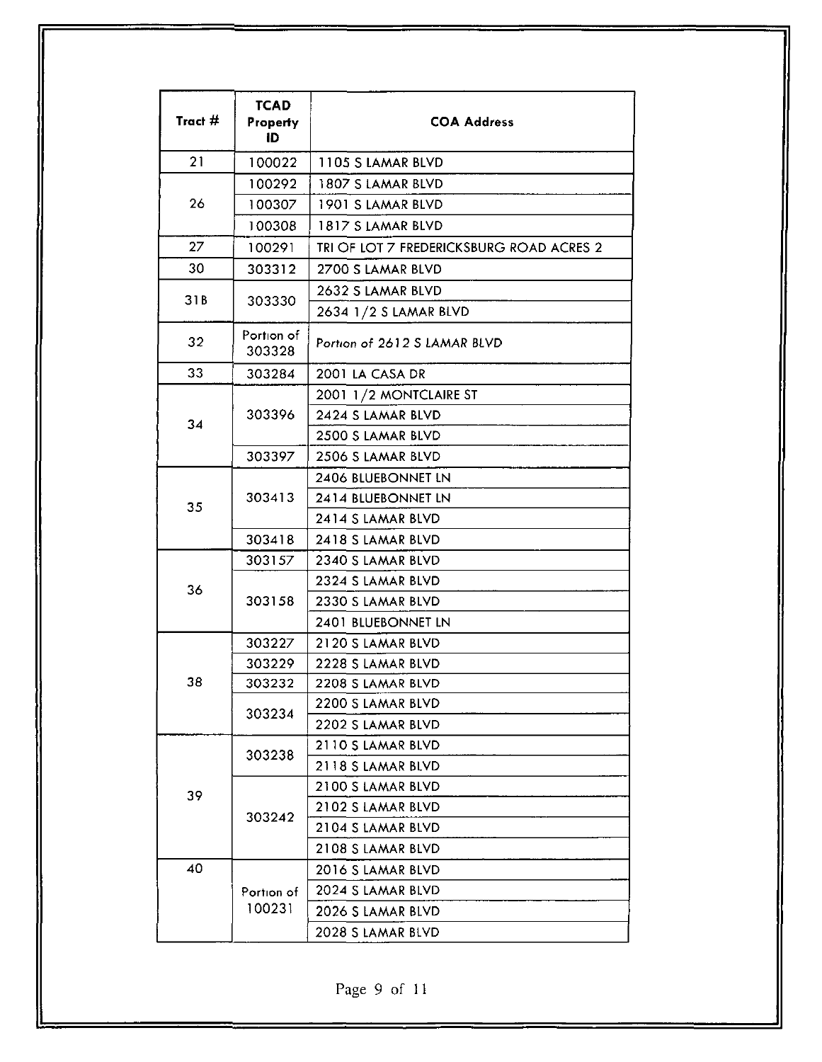| Tract # | TCAD Property ID | COA Address |
| --- | --- | --- |
| 21 | 100022 | 1105 S LAMAR BLVD |
| 26 | 100292 | 1807 S LAMAR BLVD |
|  | 100307 | 1901 S LAMAR BLVD |
|  | 100308 | 1817 S LAMAR BLVD |
| 27 | 100291 | TRI OF LOT 7 FREDERICKSBURG ROAD ACRES 2 |
| 30 | 303312 | 2700 S LAMAR BLVD |
| 31B | 303330 | 2632 S LAMAR BLVD |
|  |  | 2634 1/2 S LAMAR BLVD |
| 32 | Portion of 303328 | *Portion of 2612 S LAMAR BLVD* |
| 33 | 303284 | 2001 LA CASA DR |
| 34 | 303396 | 2001 1/2 MONTCLAIRE ST |
|  |  | 2424 S LAMAR BLVD |
|  |  | 2500 S LAMAR BLVD |
|  | 303397 | 2506 S LAMAR BLVD |
| 35 | 303413 | 2406 BLUEBONNET LN |
|  |  | 2414 BLUEBONNET LN |
|  |  | 2414 S LAMAR BLVD |
|  | 303418 | 2418 S LAMAR BLVD |
| 36 | 303157 | 2340 S LAMAR BLVD |
|  | 303158 | 2324 S LAMAR BLVD |
|  |  | 2330 S LAMAR BLVD |
|  |  | 2401 BLUEBONNET LN |
| 38 | 303227 | 2120 S LAMAR BLVD |
|  | 303229 | 2228 S LAMAR BLVD |
|  | 303232 | 2208 S LAMAR BLVD |
|  | 303234 | 2200 S LAMAR BLVD |
|  |  | 2202 S LAMAR BLVD |
| 39 | 303238 | 2110 S LAMAR BLVD |
|  |  | 2118 S LAMAR BLVD |
|  | 303242 | 2100 S LAMAR BLVD |
|  |  | 2102 S LAMAR BLVD |
|  |  | 2104 S LAMAR BLVD |
|  |  | 2108 S LAMAR BLVD |
| 40 | Portion of 100231 | 2016 S LAMAR BLVD |
|  |  | 2024 S LAMAR BLVD |
|  |  | 2026 S LAMAR BLVD |
|  |  | 2028 S LAMAR BLVD |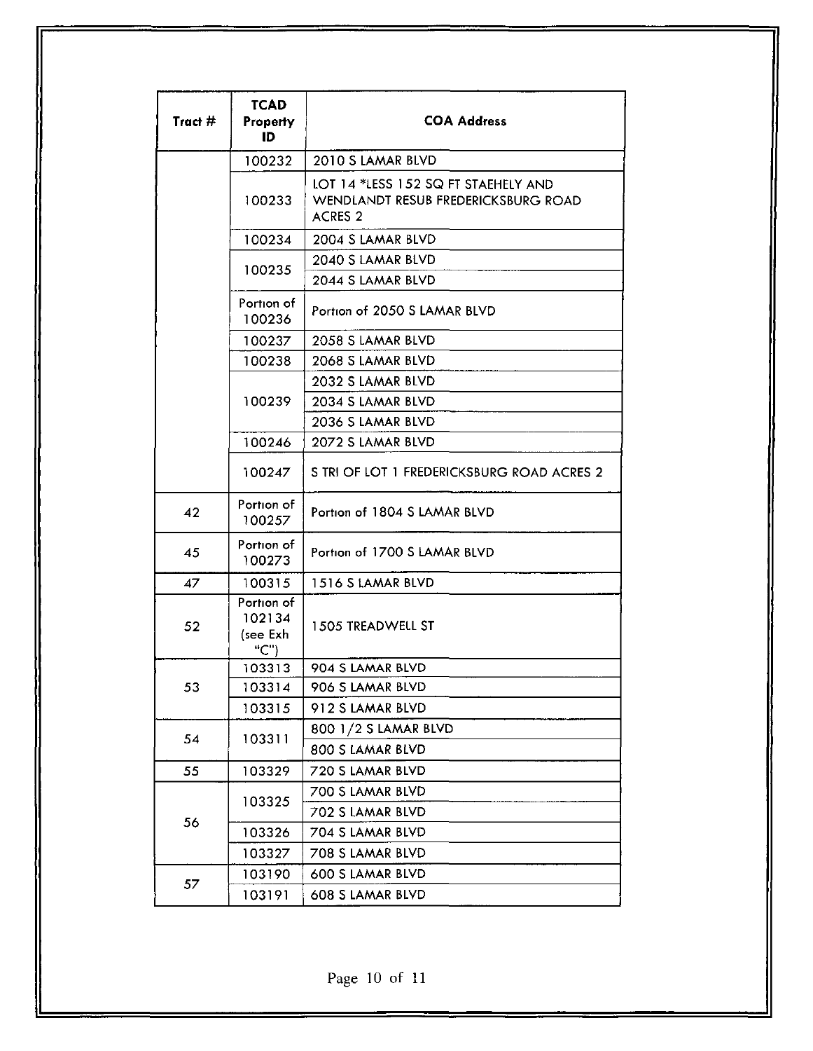| Tract # | TCAD Property ID | COA Address |
|---|---|---|
| | 100232 | 2010 S LAMAR BLVD |
| | 100233 | LOT 14 *LESS 152 SQ FT STAEHELY AND WENDLANDT RESUB FREDERICKSBURG ROAD ACRES 2 |
| | 100234 | 2004 S LAMAR BLVD |
| | 100235 | 2040 S LAMAR BLVD |
| | | 2044 S LAMAR BLVD |
| | Portion of 100236 | Portion of 2050 S LAMAR BLVD |
| | 100237 | 2058 S LAMAR BLVD |
| | 100238 | 2068 S LAMAR BLVD |
| | 100239 | 2032 S LAMAR BLVD |
| | | 2034 S LAMAR BLVD |
| | | 2036 S LAMAR BLVD |
| | 100246 | 2072 S LAMAR BLVD |
| | 100247 | S TRI OF LOT 1 FREDERICKSBURG ROAD ACRES 2 |
| 42 | Portion of 100257 | Portion of 1804 S LAMAR BLVD |
| 45 | Portion of 100273 | Portion of 1700 S LAMAR BLVD |
| 47 | 100315 | 1516 S LAMAR BLVD |
| 52 | Portion of 102134 (see Exh "C") | 1505 TREADWELL ST |
| 53 | 103313 | 904 S LAMAR BLVD |
| | 103314 | 906 S LAMAR BLVD |
| | 103315 | 912 S LAMAR BLVD |
| 54 | 103311 | 800 1/2 S LAMAR BLVD |
| | | 800 S LAMAR BLVD |
| 55 | 103329 | 720 S LAMAR BLVD |
| 56 | 103325 | 700 S LAMAR BLVD |
| | | 702 S LAMAR BLVD |
| | 103326 | 704 S LAMAR BLVD |
| | 103327 | 708 S LAMAR BLVD |
| 57 | 103190 | 600 S LAMAR BLVD |
| | 103191 | 608 S LAMAR BLVD |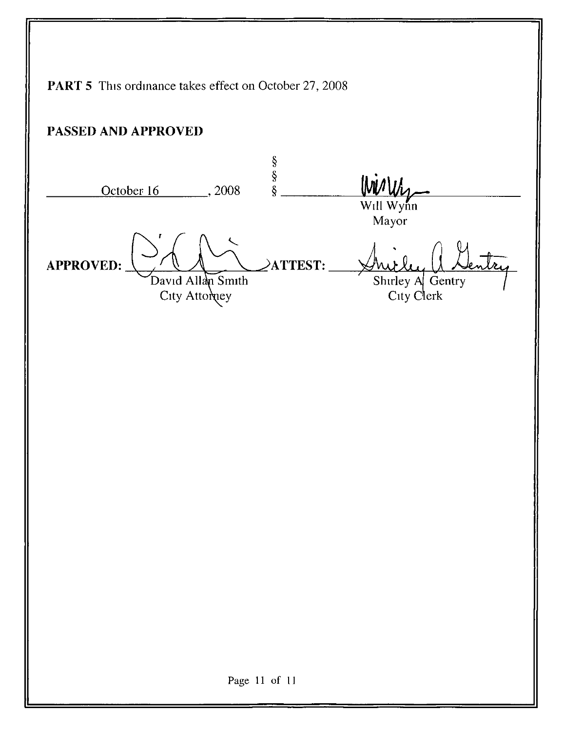**PART 5** This ordinance takes effect on October 27, 2008

**PASSED AND APPROVED**

October 16, 2008 § § §

Will Wynn
Mayor

**APPROVED:** David Allan Smith
City Attorney

**ATTEST:** Shirley A. Gentry
City Clerk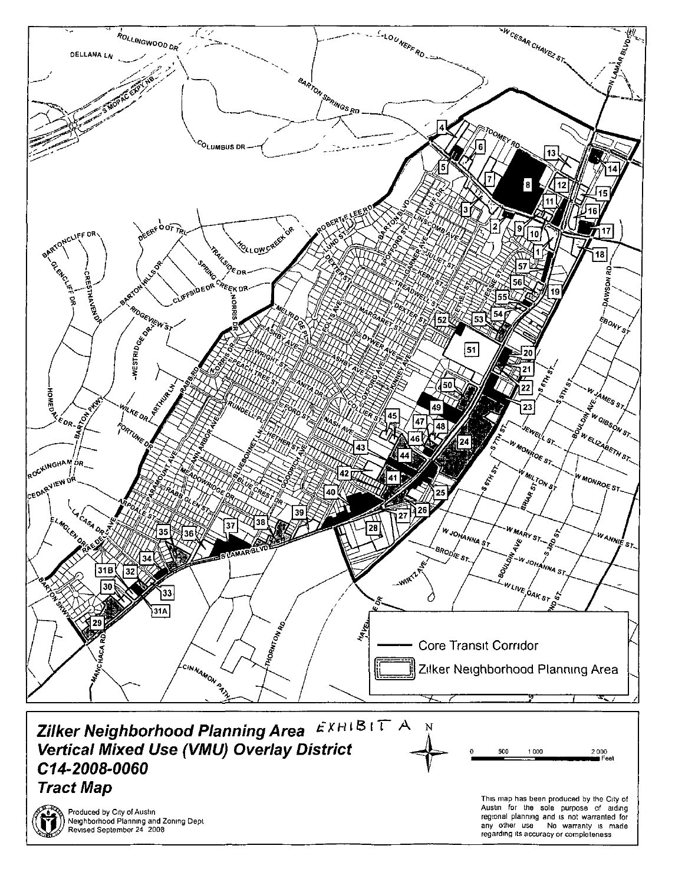# Zilker Neighborhood Planning Area EXHIBIT A
## Vertical Mixed Use (VMU) Overlay District
## C14-2008-0060
## Tract Map

Core Transit Corridor

Zilker Neighborhood Planning Area

0 500 1 000 2 000 Feet

Produced by City of Austin
Neighborhood Planning and Zoning Dept
Revised September 24 2008

This map has been produced by the City of Austin for the sole purpose of aiding regional planning and is not warranted for any other use No warranty is made regarding its accuracy or completeness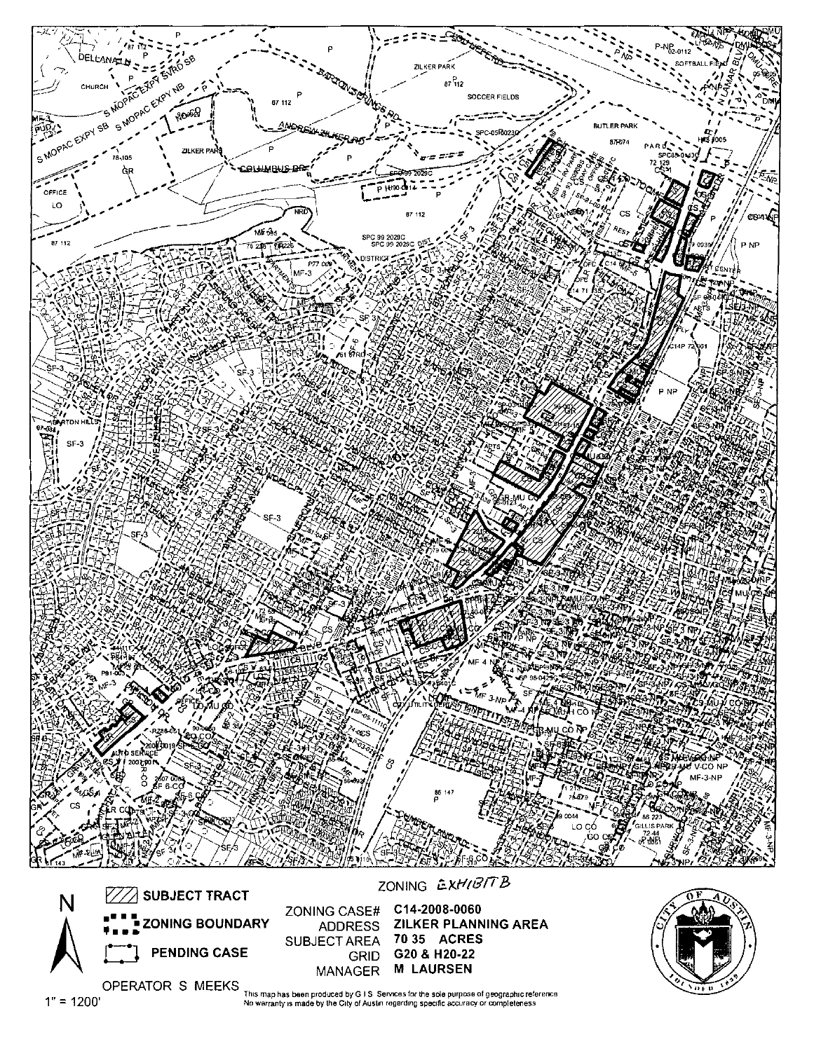ZONING EXHIBIT B

N

1" = 1200'

SUBJECT TRACT

ZONING BOUNDARY

PENDING CASE

OPERATOR S MEEKS

ZONING CASE# C14-2008-0060

ADDRESS ZILKER PLANNING AREA

SUBJECT AREA 70 35 ACRES

GRID G20 & H20-22

MANAGER M LAURSEN

This map has been produced by G I S Services for the sole purpose of geographic reference No warranty is made by the City of Austin regarding specific accuracy or completeness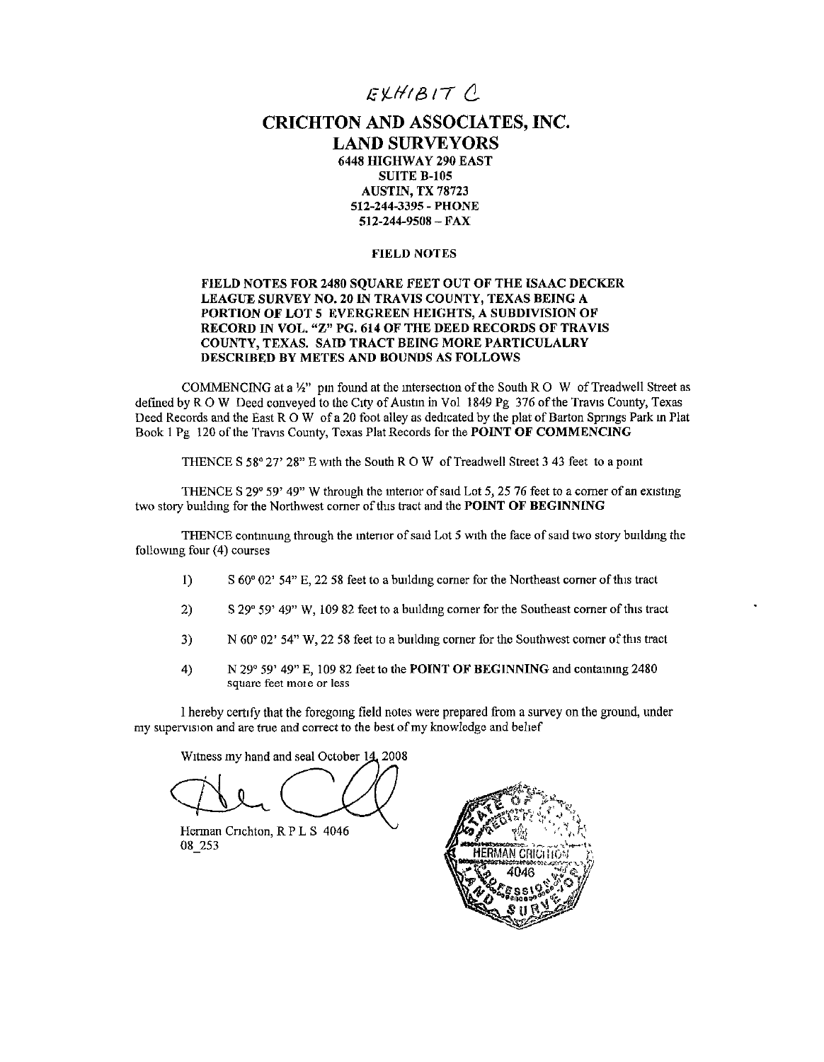EXHIBIT C

# CRICHTON AND ASSOCIATES, INC.
## LAND SURVEYORS

**6448 HIGHWAY 290 EAST**
**SUITE B-105**
**AUSTIN, TX 78723**
**512-244-3395 - PHONE**
**512-244-9508 – FAX**

**FIELD NOTES**

**FIELD NOTES FOR 2480 SQUARE FEET OUT OF THE ISAAC DECKER LEAGUE SURVEY NO. 20 IN TRAVIS COUNTY, TEXAS BEING A PORTION OF LOT 5 EVERGREEN HEIGHTS, A SUBDIVISION OF RECORD IN VOL. "Z" PG. 614 OF THE DEED RECORDS OF TRAVIS COUNTY, TEXAS. SAID TRACT BEING MORE PARTICULALRY DESCRIBED BY METES AND BOUNDS AS FOLLOWS**

COMMENCING at a ½" pin found at the intersection of the South R O W of Treadwell Street as defined by R O W Deed conveyed to the City of Austin in Vol 1849 Pg 376 of the Travis County, Texas Deed Records and the East R O W of a 20 foot alley as dedicated by the plat of Barton Springs Park in Plat Book 1 Pg 120 of the Travis County, Texas Plat Records for the **POINT OF COMMENCING**

THENCE S 58° 27' 28" E with the South R O W of Treadwell Street 3 43 feet to a point

THENCE S 29° 59' 49" W through the interior of said Lot 5, 25 76 feet to a corner of an existing two story building for the Northwest corner of this tract and the **POINT OF BEGINNING**

THENCE continuing through the interior of said Lot 5 with the face of said two story building the following four (4) courses

1) S 60° 02' 54" E, 22 58 feet to a building corner for the Northeast corner of this tract

2) S 29° 59' 49" W, 109 82 feet to a building corner for the Southeast corner of this tract

3) N 60° 02' 54" W, 22 58 feet to a building corner for the Southwest corner of this tract

4) N 29° 59' 49" E, 109 82 feet to the **POINT OF BEGINNING** and containing 2480 square feet more or less

I hereby certify that the foregoing field notes were prepared from a survey on the ground, under my supervision and are true and correct to the best of my knowledge and belief

Witness my hand and seal October 14, 2008

Herman Crichton, R P L S 4046
08_253

STATE OF TEXAS REGISTERED HERMAN CRICHTON 4046 PROFESSIONAL LAND SURVEYOR